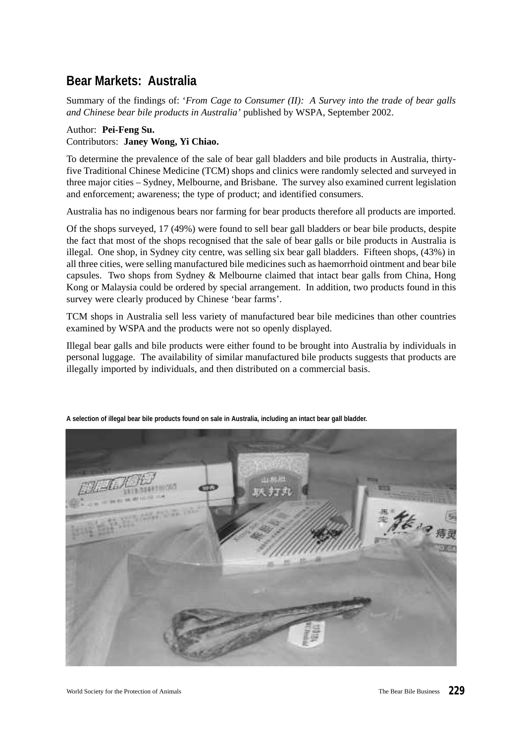## Bear Markets: Australia

Summary of the findings of: '*From Cage to Consumer (II): A Survey into the trade of bear galls and Chinese bear bile products in Australia'* published by WSPA, September 2002.

Author: **Pei-Feng Su.**
Contributors: **Janey Wong, Yi Chiao.**

To determine the prevalence of the sale of bear gall bladders and bile products in Australia, thirty-five Traditional Chinese Medicine (TCM) shops and clinics were randomly selected and surveyed in three major cities – Sydney, Melbourne, and Brisbane. The survey also examined current legislation and enforcement; awareness; the type of product; and identified consumers.

Australia has no indigenous bears nor farming for bear products therefore all products are imported.

Of the shops surveyed, 17 (49%) were found to sell bear gall bladders or bear bile products, despite the fact that most of the shops recognised that the sale of bear galls or bile products in Australia is illegal. One shop, in Sydney city centre, was selling six bear gall bladders. Fifteen shops, (43%) in all three cities, were selling manufactured bile medicines such as haemorrhoid ointment and bear bile capsules. Two shops from Sydney & Melbourne claimed that intact bear galls from China, Hong Kong or Malaysia could be ordered by special arrangement. In addition, two products found in this survey were clearly produced by Chinese 'bear farms'.

TCM shops in Australia sell less variety of manufactured bear bile medicines than other countries examined by WSPA and the products were not so openly displayed.

Illegal bear galls and bile products were either found to be brought into Australia by individuals in personal luggage. The availability of similar manufactured bile products suggests that products are illegally imported by individuals, and then distributed on a commercial basis.

**A selection of illegal bear bile products found on sale in Australia, including an intact bear gall bladder.**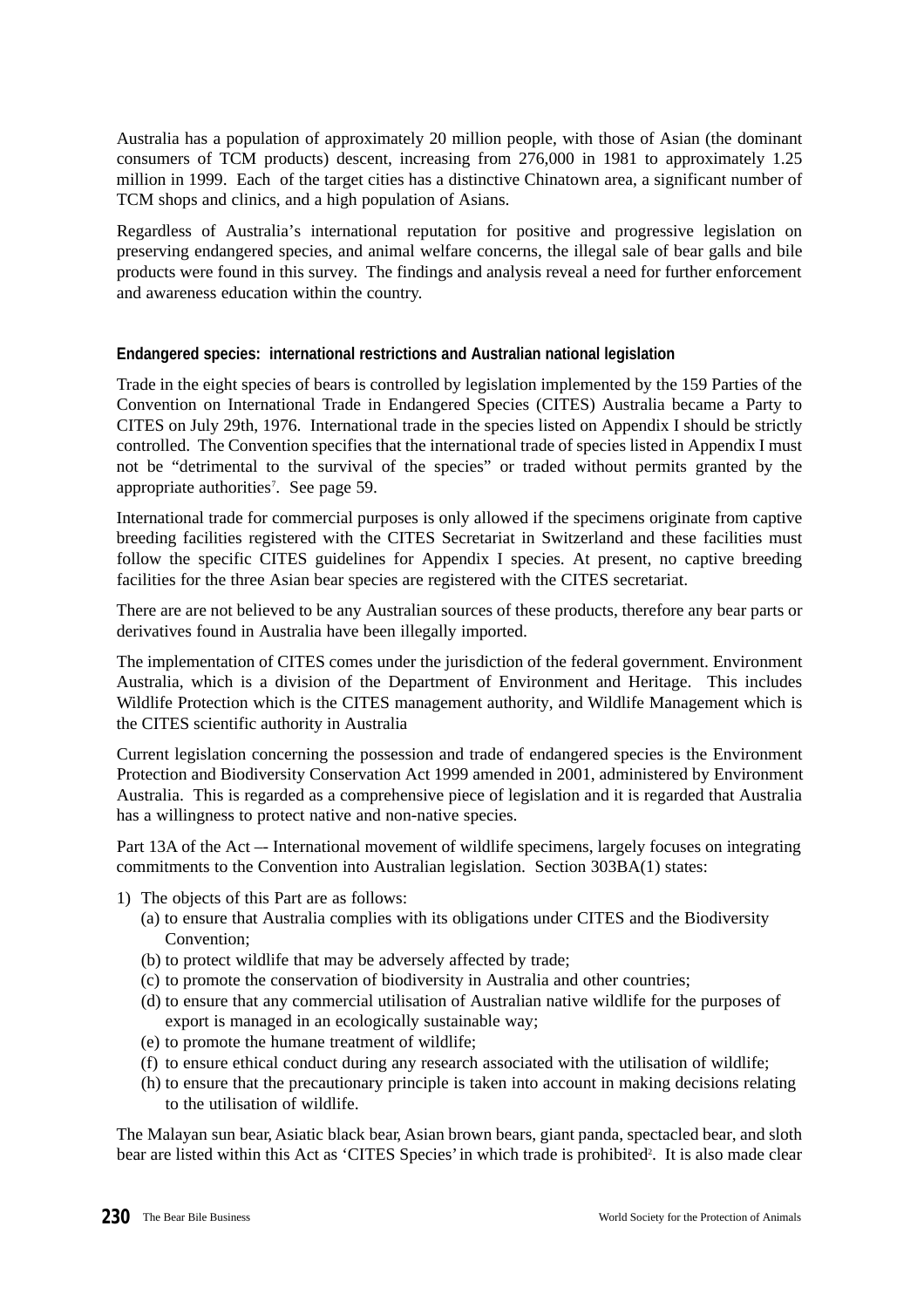Australia has a population of approximately 20 million people, with those of Asian (the dominant consumers of TCM products) descent, increasing from 276,000 in 1981 to approximately 1.25 million in 1999. Each of the target cities has a distinctive Chinatown area, a significant number of TCM shops and clinics, and a high population of Asians.

Regardless of Australia's international reputation for positive and progressive legislation on preserving endangered species, and animal welfare concerns, the illegal sale of bear galls and bile products were found in this survey. The findings and analysis reveal a need for further enforcement and awareness education within the country.

**Endangered species: international restrictions and Australian national legislation**

Trade in the eight species of bears is controlled by legislation implemented by the 159 Parties of the Convention on International Trade in Endangered Species (CITES) Australia became a Party to CITES on July 29th, 1976. International trade in the species listed on Appendix I should be strictly controlled. The Convention specifies that the international trade of species listed in Appendix I must not be "detrimental to the survival of the species" or traded without permits granted by the appropriate authorities[7]. See page 59.

International trade for commercial purposes is only allowed if the specimens originate from captive breeding facilities registered with the CITES Secretariat in Switzerland and these facilities must follow the specific CITES guidelines for Appendix I species. At present, no captive breeding facilities for the three Asian bear species are registered with the CITES secretariat.

There are are not believed to be any Australian sources of these products, therefore any bear parts or derivatives found in Australia have been illegally imported.

The implementation of CITES comes under the jurisdiction of the federal government. Environment Australia, which is a division of the Department of Environment and Heritage. This includes Wildlife Protection which is the CITES management authority, and Wildlife Management which is the CITES scientific authority in Australia

Current legislation concerning the possession and trade of endangered species is the Environment Protection and Biodiversity Conservation Act 1999 amended in 2001, administered by Environment Australia. This is regarded as a comprehensive piece of legislation and it is regarded that Australia has a willingness to protect native and non-native species.

Part 13A of the Act –- International movement of wildlife specimens, largely focuses on integrating commitments to the Convention into Australian legislation. Section 303BA(1) states:

1) The objects of this Part are as follows:
   (a) to ensure that Australia complies with its obligations under CITES and the Biodiversity Convention;
   (b) to protect wildlife that may be adversely affected by trade;
   (c) to promote the conservation of biodiversity in Australia and other countries;
   (d) to ensure that any commercial utilisation of Australian native wildlife for the purposes of export is managed in an ecologically sustainable way;
   (e) to promote the humane treatment of wildlife;
   (f) to ensure ethical conduct during any research associated with the utilisation of wildlife;
   (h) to ensure that the precautionary principle is taken into account in making decisions relating to the utilisation of wildlife.

The Malayan sun bear, Asiatic black bear, Asian brown bears, giant panda, spectacled bear, and sloth bear are listed within this Act as 'CITES Species' in which trade is prohibited[2]. It is also made clear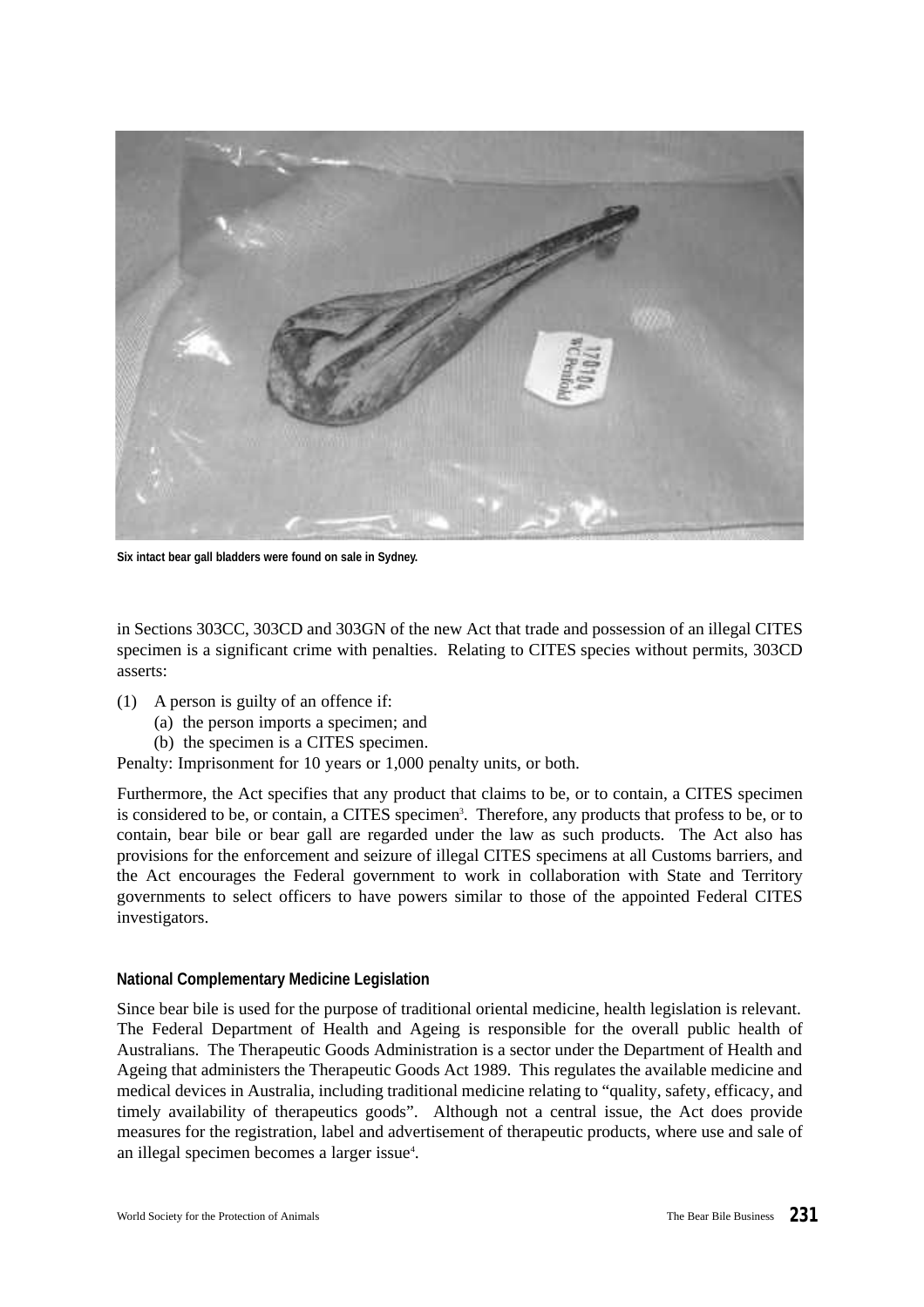Six intact bear gall bladders were found on sale in Sydney.

in Sections 303CC, 303CD and 303GN of the new Act that trade and possession of an illegal CITES specimen is a significant crime with penalties. Relating to CITES species without permits, 303CD asserts:

(1) A person is guilty of an offence if:
   (a) the person imports a specimen; and
   (b) the specimen is a CITES specimen.

Penalty: Imprisonment for 10 years or 1,000 penalty units, or both.

Furthermore, the Act specifies that any product that claims to be, or to contain, a CITES specimen is considered to be, or contain, a CITES specimen[3]. Therefore, any products that profess to be, or to contain, bear bile or bear gall are regarded under the law as such products. The Act also has provisions for the enforcement and seizure of illegal CITES specimens at all Customs barriers, and the Act encourages the Federal government to work in collaboration with State and Territory governments to select officers to have powers similar to those of the appointed Federal CITES investigators.

**National Complementary Medicine Legislation**

Since bear bile is used for the purpose of traditional oriental medicine, health legislation is relevant. The Federal Department of Health and Ageing is responsible for the overall public health of Australians. The Therapeutic Goods Administration is a sector under the Department of Health and Ageing that administers the Therapeutic Goods Act 1989. This regulates the available medicine and medical devices in Australia, including traditional medicine relating to "quality, safety, efficacy, and timely availability of therapeutics goods". Although not a central issue, the Act does provide measures for the registration, label and advertisement of therapeutic products, where use and sale of an illegal specimen becomes a larger issue[4].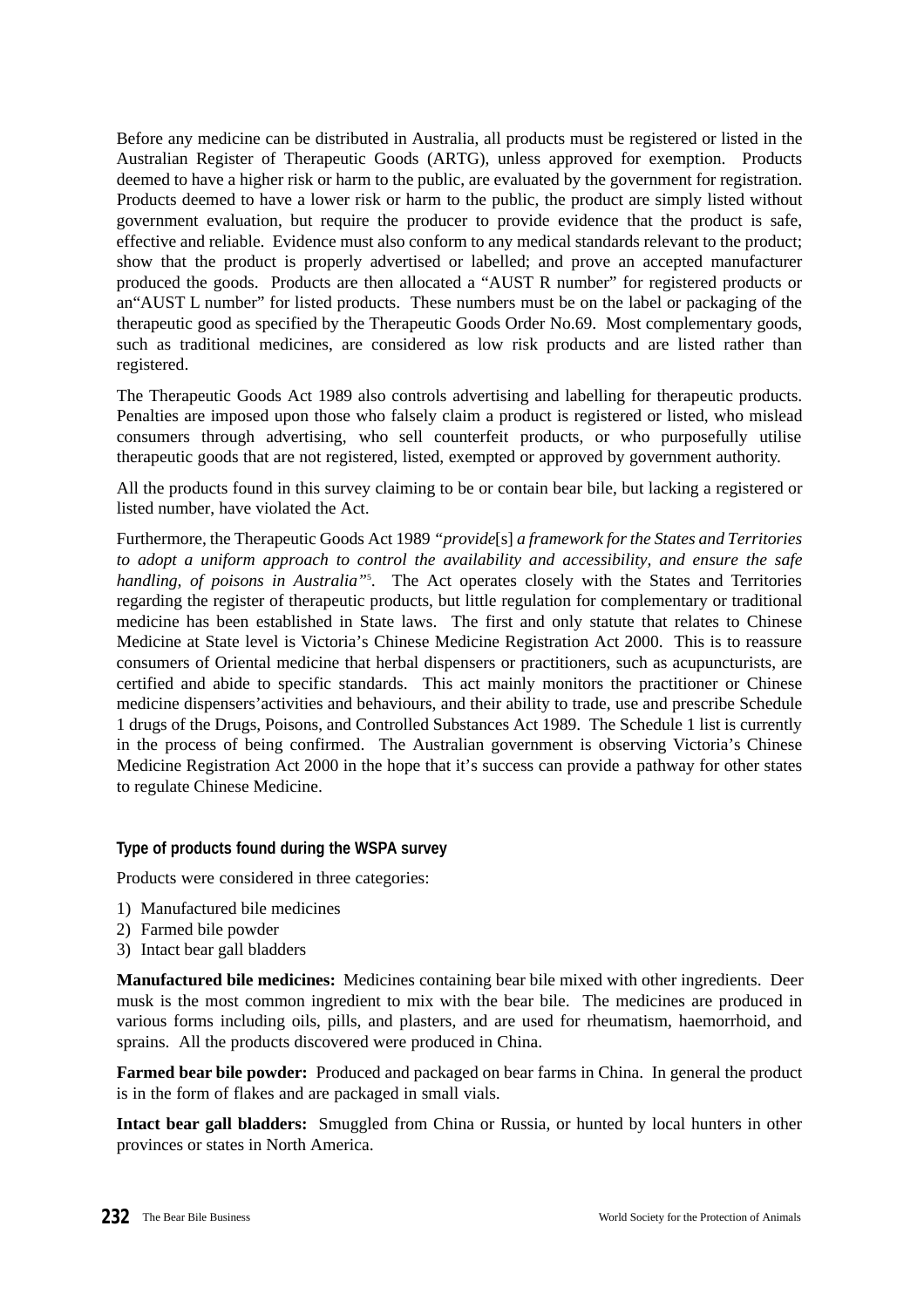Before any medicine can be distributed in Australia, all products must be registered or listed in the Australian Register of Therapeutic Goods (ARTG), unless approved for exemption. Products deemed to have a higher risk or harm to the public, are evaluated by the government for registration. Products deemed to have a lower risk or harm to the public, the product are simply listed without government evaluation, but require the producer to provide evidence that the product is safe, effective and reliable. Evidence must also conform to any medical standards relevant to the product; show that the product is properly advertised or labelled; and prove an accepted manufacturer produced the goods. Products are then allocated a "AUST R number" for registered products or an"AUST L number" for listed products. These numbers must be on the label or packaging of the therapeutic good as specified by the Therapeutic Goods Order No.69. Most complementary goods, such as traditional medicines, are considered as low risk products and are listed rather than registered.

The Therapeutic Goods Act 1989 also controls advertising and labelling for therapeutic products. Penalties are imposed upon those who falsely claim a product is registered or listed, who mislead consumers through advertising, who sell counterfeit products, or who purposefully utilise therapeutic goods that are not registered, listed, exempted or approved by government authority.

All the products found in this survey claiming to be or contain bear bile, but lacking a registered or listed number, have violated the Act.

Furthermore, the Therapeutic Goods Act 1989 *"provide*[s] *a framework for the States and Territories to adopt a uniform approach to control the availability and accessibility, and ensure the safe handling, of poisons in Australia"*[5]. The Act operates closely with the States and Territories regarding the register of therapeutic products, but little regulation for complementary or traditional medicine has been established in State laws. The first and only statute that relates to Chinese Medicine at State level is Victoria's Chinese Medicine Registration Act 2000. This is to reassure consumers of Oriental medicine that herbal dispensers or practitioners, such as acupuncturists, are certified and abide to specific standards. This act mainly monitors the practitioner or Chinese medicine dispensers'activities and behaviours, and their ability to trade, use and prescribe Schedule 1 drugs of the Drugs, Poisons, and Controlled Substances Act 1989. The Schedule 1 list is currently in the process of being confirmed. The Australian government is observing Victoria's Chinese Medicine Registration Act 2000 in the hope that it's success can provide a pathway for other states to regulate Chinese Medicine.

### Type of products found during the WSPA survey

Products were considered in three categories:

1) Manufactured bile medicines
2) Farmed bile powder
3) Intact bear gall bladders

**Manufactured bile medicines:** Medicines containing bear bile mixed with other ingredients. Deer musk is the most common ingredient to mix with the bear bile. The medicines are produced in various forms including oils, pills, and plasters, and are used for rheumatism, haemorrhoid, and sprains. All the products discovered were produced in China.

**Farmed bear bile powder:** Produced and packaged on bear farms in China. In general the product is in the form of flakes and are packaged in small vials.

**Intact bear gall bladders:** Smuggled from China or Russia, or hunted by local hunters in other provinces or states in North America.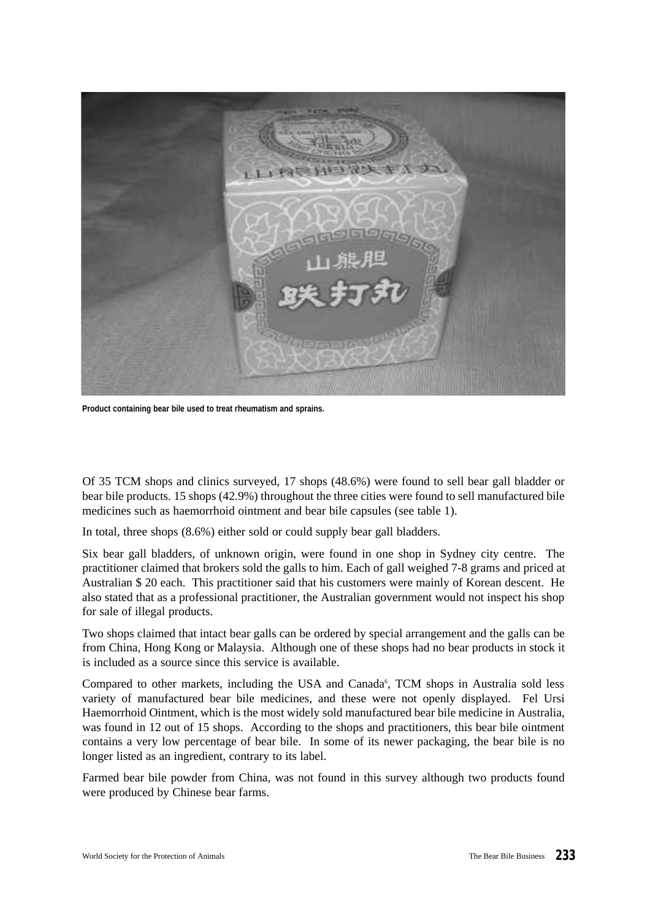Product containing bear bile used to treat rheumatism and sprains.

Of 35 TCM shops and clinics surveyed, 17 shops (48.6%) were found to sell bear gall bladder or bear bile products. 15 shops (42.9%) throughout the three cities were found to sell manufactured bile medicines such as haemorrhoid ointment and bear bile capsules (see table 1).

In total, three shops (8.6%) either sold or could supply bear gall bladders.

Six bear gall bladders, of unknown origin, were found in one shop in Sydney city centre. The practitioner claimed that brokers sold the galls to him. Each of gall weighed 7-8 grams and priced at Australian $ 20 each. This practitioner said that his customers were mainly of Korean descent. He also stated that as a professional practitioner, the Australian government would not inspect his shop for sale of illegal products.

Two shops claimed that intact bear galls can be ordered by special arrangement and the galls can be from China, Hong Kong or Malaysia. Although one of these shops had no bear products in stock it is included as a source since this service is available.

Compared to other markets, including the USA and Canada[6], TCM shops in Australia sold less variety of manufactured bear bile medicines, and these were not openly displayed. Fel Ursi Haemorrhoid Ointment, which is the most widely sold manufactured bear bile medicine in Australia, was found in 12 out of 15 shops. According to the shops and practitioners, this bear bile ointment contains a very low percentage of bear bile. In some of its newer packaging, the bear bile is no longer listed as an ingredient, contrary to its label.

Farmed bear bile powder from China, was not found in this survey although two products found were produced by Chinese bear farms.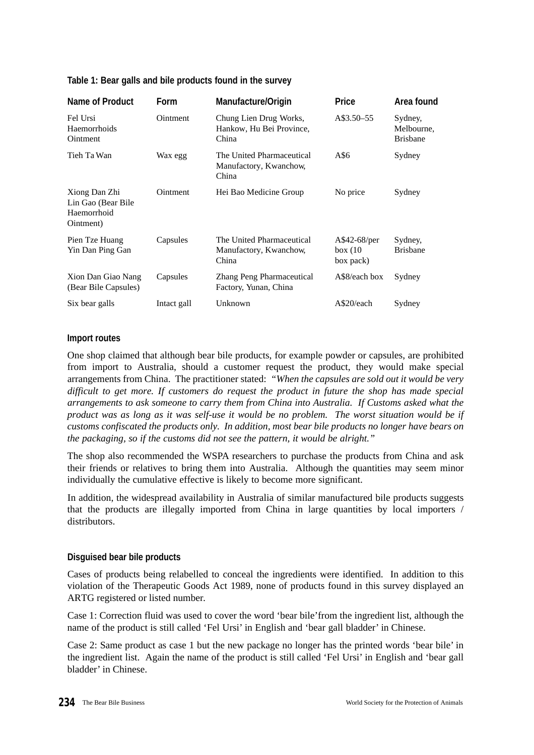**Table 1: Bear galls and bile products found in the survey**

| Name of Product | Form | Manufacture/Origin | Price | Area found |
|---|---|---|---|---|
| Fel Ursi Haemorrhoids Ointment | Ointment | Chung Lien Drug Works, Hankow, Hu Bei Province, China | A$3.50–55 | Sydney, Melbourne, Brisbane |
| Tieh Ta Wan | Wax egg | The United Pharmaceutical Manufactory, Kwanchow, China | A$6 | Sydney |
| Xiong Dan Zhi Lin Gao (Bear Bile Haemorrhoid Ointment) | Ointment | Hei Bao Medicine Group | No price | Sydney |
| Pien Tze Huang Yin Dan Ping Gan | Capsules | The United Pharmaceutical Manufactory, Kwanchow, China | A$42-68/per box (10 box pack) | Sydney, Brisbane |
| Xion Dan Giao Nang (Bear Bile Capsules) | Capsules | Zhang Peng Pharmaceutical Factory, Yunan, China | A$8/each box | Sydney |
| Six bear galls | Intact gall | Unknown | A$20/each | Sydney |

**Import routes**

One shop claimed that although bear bile products, for example powder or capsules, are prohibited from import to Australia, should a customer request the product, they would make special arrangements from China. The practitioner stated: *"When the capsules are sold out it would be very difficult to get more. If customers do request the product in future the shop has made special arrangements to ask someone to carry them from China into Australia. If Customs asked what the product was as long as it was self-use it would be no problem. The worst situation would be if customs confiscated the products only. In addition, most bear bile products no longer have bears on the packaging, so if the customs did not see the pattern, it would be alright."*

The shop also recommended the WSPA researchers to purchase the products from China and ask their friends or relatives to bring them into Australia. Although the quantities may seem minor individually the cumulative effective is likely to become more significant.

In addition, the widespread availability in Australia of similar manufactured bile products suggests that the products are illegally imported from China in large quantities by local importers / distributors.

**Disguised bear bile products**

Cases of products being relabelled to conceal the ingredients were identified. In addition to this violation of the Therapeutic Goods Act 1989, none of products found in this survey displayed an ARTG registered or listed number.

Case 1: Correction fluid was used to cover the word 'bear bile'from the ingredient list, although the name of the product is still called 'Fel Ursi' in English and 'bear gall bladder' in Chinese.

Case 2: Same product as case 1 but the new package no longer has the printed words 'bear bile' in the ingredient list. Again the name of the product is still called 'Fel Ursi' in English and 'bear gall bladder' in Chinese.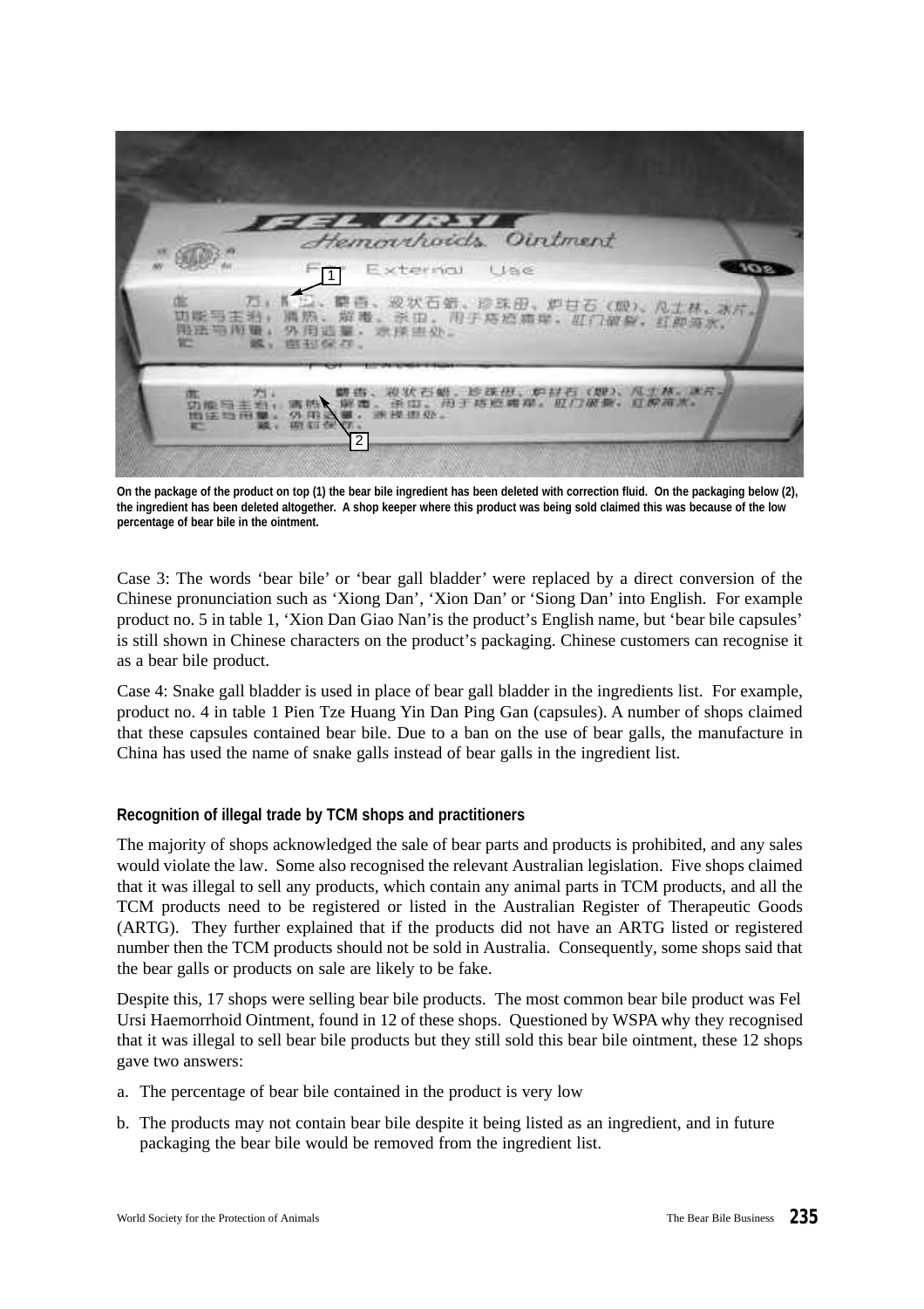On the package of the product on top (1) the bear bile ingredient has been deleted with correction fluid. On the packaging below (2), the ingredient has been deleted altogether. A shop keeper where this product was being sold claimed this was because of the low percentage of bear bile in the ointment.

Case 3: The words 'bear bile' or 'bear gall bladder' were replaced by a direct conversion of the Chinese pronunciation such as 'Xiong Dan', 'Xion Dan' or 'Siong Dan' into English. For example product no. 5 in table 1, 'Xion Dan Giao Nan'is the product's English name, but 'bear bile capsules' is still shown in Chinese characters on the product's packaging. Chinese customers can recognise it as a bear bile product.

Case 4: Snake gall bladder is used in place of bear gall bladder in the ingredients list. For example, product no. 4 in table 1 Pien Tze Huang Yin Dan Ping Gan (capsules). A number of shops claimed that these capsules contained bear bile. Due to a ban on the use of bear galls, the manufacture in China has used the name of snake galls instead of bear galls in the ingredient list.

### Recognition of illegal trade by TCM shops and practitioners

The majority of shops acknowledged the sale of bear parts and products is prohibited, and any sales would violate the law. Some also recognised the relevant Australian legislation. Five shops claimed that it was illegal to sell any products, which contain any animal parts in TCM products, and all the TCM products need to be registered or listed in the Australian Register of Therapeutic Goods (ARTG). They further explained that if the products did not have an ARTG listed or registered number then the TCM products should not be sold in Australia. Consequently, some shops said that the bear galls or products on sale are likely to be fake.

Despite this, 17 shops were selling bear bile products. The most common bear bile product was Fel Ursi Haemorrhoid Ointment, found in 12 of these shops. Questioned by WSPA why they recognised that it was illegal to sell bear bile products but they still sold this bear bile ointment, these 12 shops gave two answers:

a. The percentage of bear bile contained in the product is very low
b. The products may not contain bear bile despite it being listed as an ingredient, and in future packaging the bear bile would be removed from the ingredient list.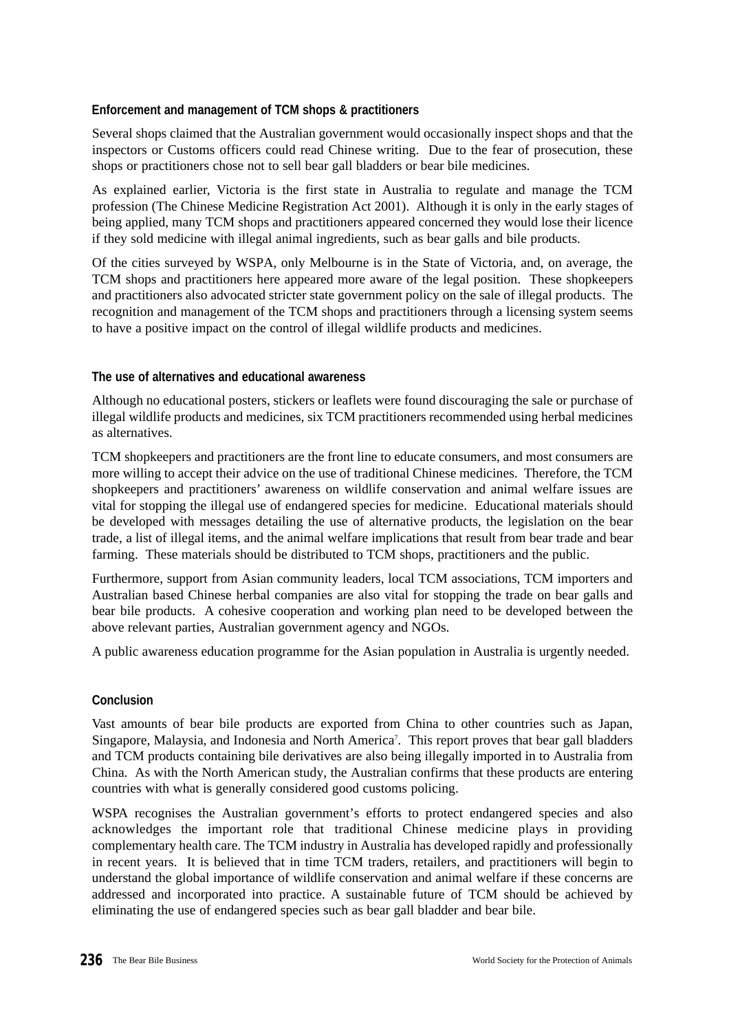### Enforcement and management of TCM shops & practitioners

Several shops claimed that the Australian government would occasionally inspect shops and that the inspectors or Customs officers could read Chinese writing. Due to the fear of prosecution, these shops or practitioners chose not to sell bear gall bladders or bear bile medicines.

As explained earlier, Victoria is the first state in Australia to regulate and manage the TCM profession (The Chinese Medicine Registration Act 2001). Although it is only in the early stages of being applied, many TCM shops and practitioners appeared concerned they would lose their licence if they sold medicine with illegal animal ingredients, such as bear galls and bile products.

Of the cities surveyed by WSPA, only Melbourne is in the State of Victoria, and, on average, the TCM shops and practitioners here appeared more aware of the legal position. These shopkeepers and practitioners also advocated stricter state government policy on the sale of illegal products. The recognition and management of the TCM shops and practitioners through a licensing system seems to have a positive impact on the control of illegal wildlife products and medicines.

### The use of alternatives and educational awareness

Although no educational posters, stickers or leaflets were found discouraging the sale or purchase of illegal wildlife products and medicines, six TCM practitioners recommended using herbal medicines as alternatives.

TCM shopkeepers and practitioners are the front line to educate consumers, and most consumers are more willing to accept their advice on the use of traditional Chinese medicines. Therefore, the TCM shopkeepers and practitioners' awareness on wildlife conservation and animal welfare issues are vital for stopping the illegal use of endangered species for medicine. Educational materials should be developed with messages detailing the use of alternative products, the legislation on the bear trade, a list of illegal items, and the animal welfare implications that result from bear trade and bear farming. These materials should be distributed to TCM shops, practitioners and the public.

Furthermore, support from Asian community leaders, local TCM associations, TCM importers and Australian based Chinese herbal companies are also vital for stopping the trade on bear galls and bear bile products. A cohesive cooperation and working plan need to be developed between the above relevant parties, Australian government agency and NGOs.

A public awareness education programme for the Asian population in Australia is urgently needed.

### Conclusion

Vast amounts of bear bile products are exported from China to other countries such as Japan, Singapore, Malaysia, and Indonesia and North America[7]. This report proves that bear gall bladders and TCM products containing bile derivatives are also being illegally imported in to Australia from China. As with the North American study, the Australian confirms that these products are entering countries with what is generally considered good customs policing.

WSPA recognises the Australian government's efforts to protect endangered species and also acknowledges the important role that traditional Chinese medicine plays in providing complementary health care. The TCM industry in Australia has developed rapidly and professionally in recent years. It is believed that in time TCM traders, retailers, and practitioners will begin to understand the global importance of wildlife conservation and animal welfare if these concerns are addressed and incorporated into practice. A sustainable future of TCM should be achieved by eliminating the use of endangered species such as bear gall bladder and bear bile.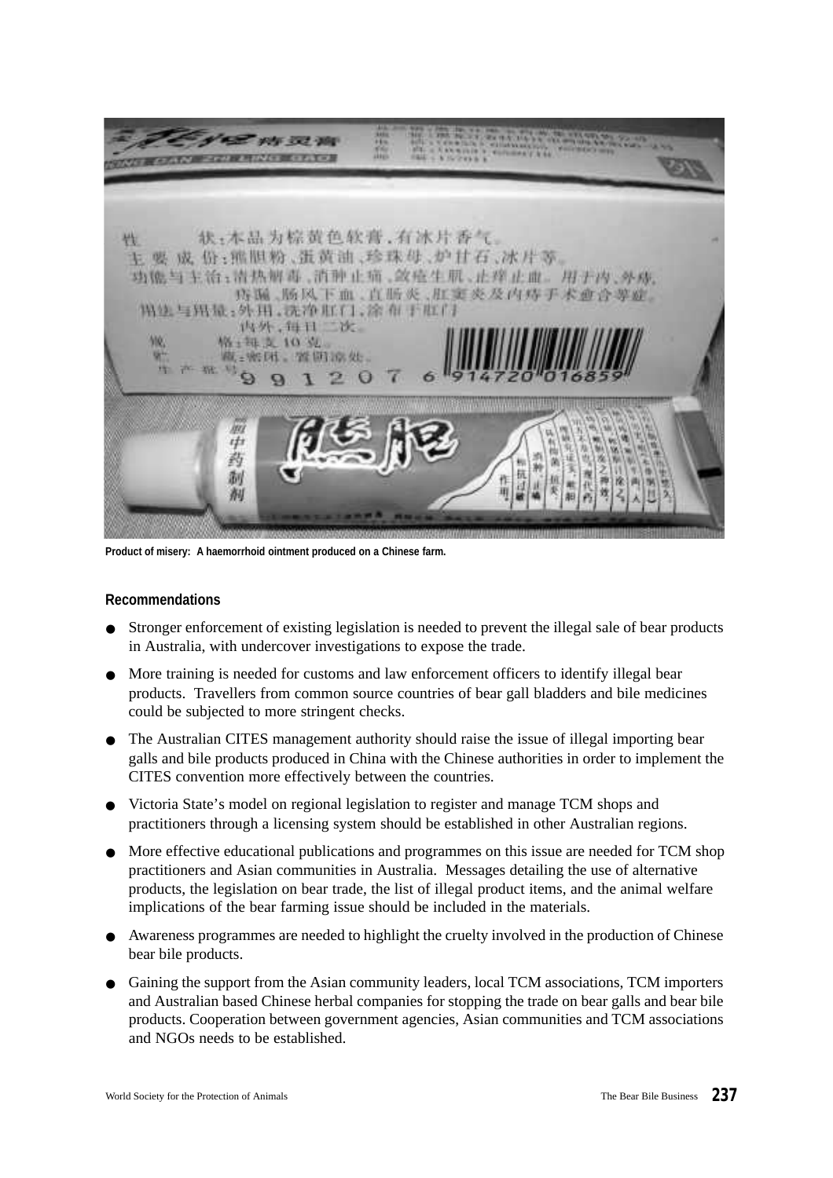Product of misery: A haemorrhoid ointment produced on a Chinese farm.

**Recommendations**

- Stronger enforcement of existing legislation is needed to prevent the illegal sale of bear products in Australia, with undercover investigations to expose the trade.
- More training is needed for customs and law enforcement officers to identify illegal bear products. Travellers from common source countries of bear gall bladders and bile medicines could be subjected to more stringent checks.
- The Australian CITES management authority should raise the issue of illegal importing bear galls and bile products produced in China with the Chinese authorities in order to implement the CITES convention more effectively between the countries.
- Victoria State's model on regional legislation to register and manage TCM shops and practitioners through a licensing system should be established in other Australian regions.
- More effective educational publications and programmes on this issue are needed for TCM shop practitioners and Asian communities in Australia. Messages detailing the use of alternative products, the legislation on bear trade, the list of illegal product items, and the animal welfare implications of the bear farming issue should be included in the materials.
- Awareness programmes are needed to highlight the cruelty involved in the production of Chinese bear bile products.
- Gaining the support from the Asian community leaders, local TCM associations, TCM importers and Australian based Chinese herbal companies for stopping the trade on bear galls and bear bile products. Cooperation between government agencies, Asian communities and TCM associations and NGOs needs to be established.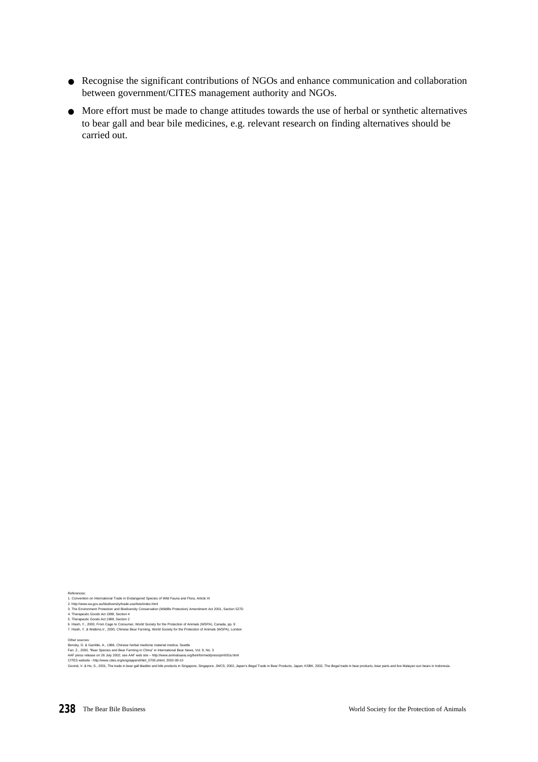- Recognise the significant contributions of NGOs and enhance communication and collaboration between government/CITES management authority and NGOs.
- More effort must be made to change attitudes towards the use of herbal or synthetic alternatives to bear gall and bear bile medicines, e.g. relevant research on finding alternatives should be carried out.

References:
1. Convention on International Trade in Endangered Species of Wild Fauna and Flora, Article III
2. http://www.ea.gov.au/biodiversity/trade-use/lists/index.html
3. The Environment Protection and Biodiversity Conservation (Wildlife Protection) Amendment Act 2001, Section 527D
4. Therapeutic Goods Act 1989, Section 4
5. Therapeutic Goods Act 1989, Section 2
6. Hsieh, Y., 2000, From Cage to Consumer, World Society for the Protection of Animals (WSPA), Canada, pp. 9
7. Hsieh, Y. & Watkins,V., 2000, Chinese Bear Farming, World Society for the Protection of Animals (WSPA), London

Other sources:
Bensky, D. & Gamble, A., 1986, Chinese herbal medicine material medica. Seattle
Fan. Z., 2000, "Bear Species and Bear Farming in China" in International Bear News, Vol. 9, No. 3
AAF press release on 26 July 2002; see AAF web site – http://www.animalsasia.org/beinformed/press/pm002a.html
CITES website - http://www.cites.org/eng/append/I&II_0700.shtml, 2002-09-10
Govind, V. & Ho, S., 2001, The trade in bear gall bladder and bile products in Singapore, Singapore; JWCS, 2002, Japan's illegal Trade in Bear Products, Japan; KSBK, 2002, The illegal trade in bear products, bear parts and live Malayan sun bears in Indonesia.